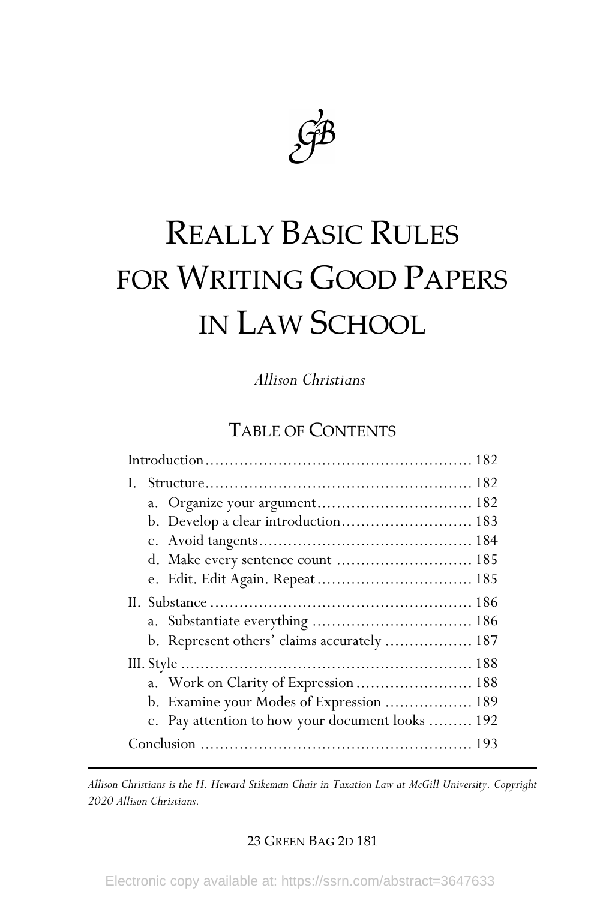# REALLY BASIC RULES FOR WRITING GOOD PAPERS IN LAW SCHOOL

*Allison Christians*

## TABLE OF CONTENTS

Introduction ...................................................... 182

I. Structure ...................................................... 182
- a. Organize your argument ................................ 182
- b. Develop a clear introduction ........................... 183
- c. Avoid tangents ............................................ 184
- d. Make every sentence count ............................ 185
- e. Edit. Edit Again. Repeat ................................ 185

II. Substance ..................................................... 186
- a. Substantiate everything ................................. 186
- b. Represent others' claims accurately .................. 187

III. Style .......................................................... 188
- a. Work on Clarity of Expression ........................ 188
- b. Examine your Modes of Expression .................. 189
- c. Pay attention to how your document looks ......... 192

Conclusion ...................................................... 193

---

*Allison Christians is the H. Heward Stikeman Chair in Taxation Law at McGill University. Copyright 2020 Allison Christians.*

Electronic copy available at: https://ssrn.com/abstract=3647633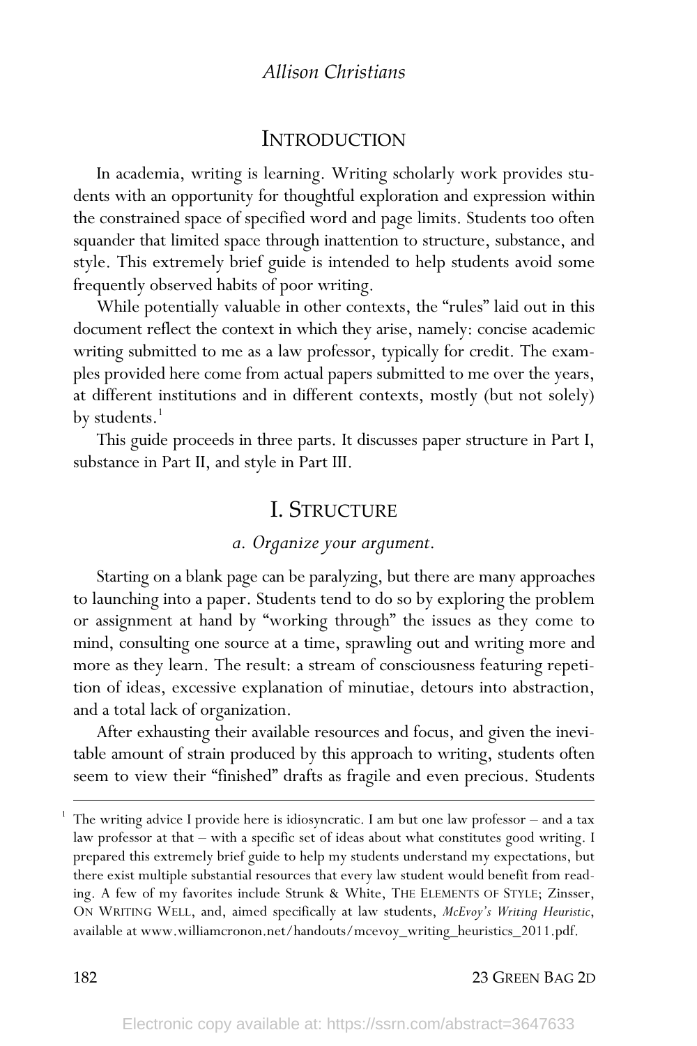## INTRODUCTION

In academia, writing is learning. Writing scholarly work provides students with an opportunity for thoughtful exploration and expression within the constrained space of specified word and page limits. Students too often squander that limited space through inattention to structure, substance, and style. This extremely brief guide is intended to help students avoid some frequently observed habits of poor writing.

While potentially valuable in other contexts, the "rules" laid out in this document reflect the context in which they arise, namely: concise academic writing submitted to me as a law professor, typically for credit. The examples provided here come from actual papers submitted to me over the years, at different institutions and in different contexts, mostly (but not solely) by students.[1]

This guide proceeds in three parts. It discusses paper structure in Part I, substance in Part II, and style in Part III.

## I. STRUCTURE

### *a. Organize your argument.*

Starting on a blank page can be paralyzing, but there are many approaches to launching into a paper. Students tend to do so by exploring the problem or assignment at hand by "working through" the issues as they come to mind, consulting one source at a time, sprawling out and writing more and more as they learn. The result: a stream of consciousness featuring repetition of ideas, excessive explanation of minutiae, detours into abstraction, and a total lack of organization.

After exhausting their available resources and focus, and given the inevitable amount of strain produced by this approach to writing, students often seem to view their "finished" drafts as fragile and even precious. Students

---

[1] The writing advice I provide here is idiosyncratic. I am but one law professor – and a tax law professor at that – with a specific set of ideas about what constitutes good writing. I prepared this extremely brief guide to help my students understand my expectations, but there exist multiple substantial resources that every law student would benefit from reading. A few of my favorites include Strunk & White, THE ELEMENTS OF STYLE; Zinsser, ON WRITING WELL, and, aimed specifically at law students, *McEvoy's Writing Heuristic*, available at www.williamcronon.net/handouts/mcevoy_writing_heuristics_2011.pdf.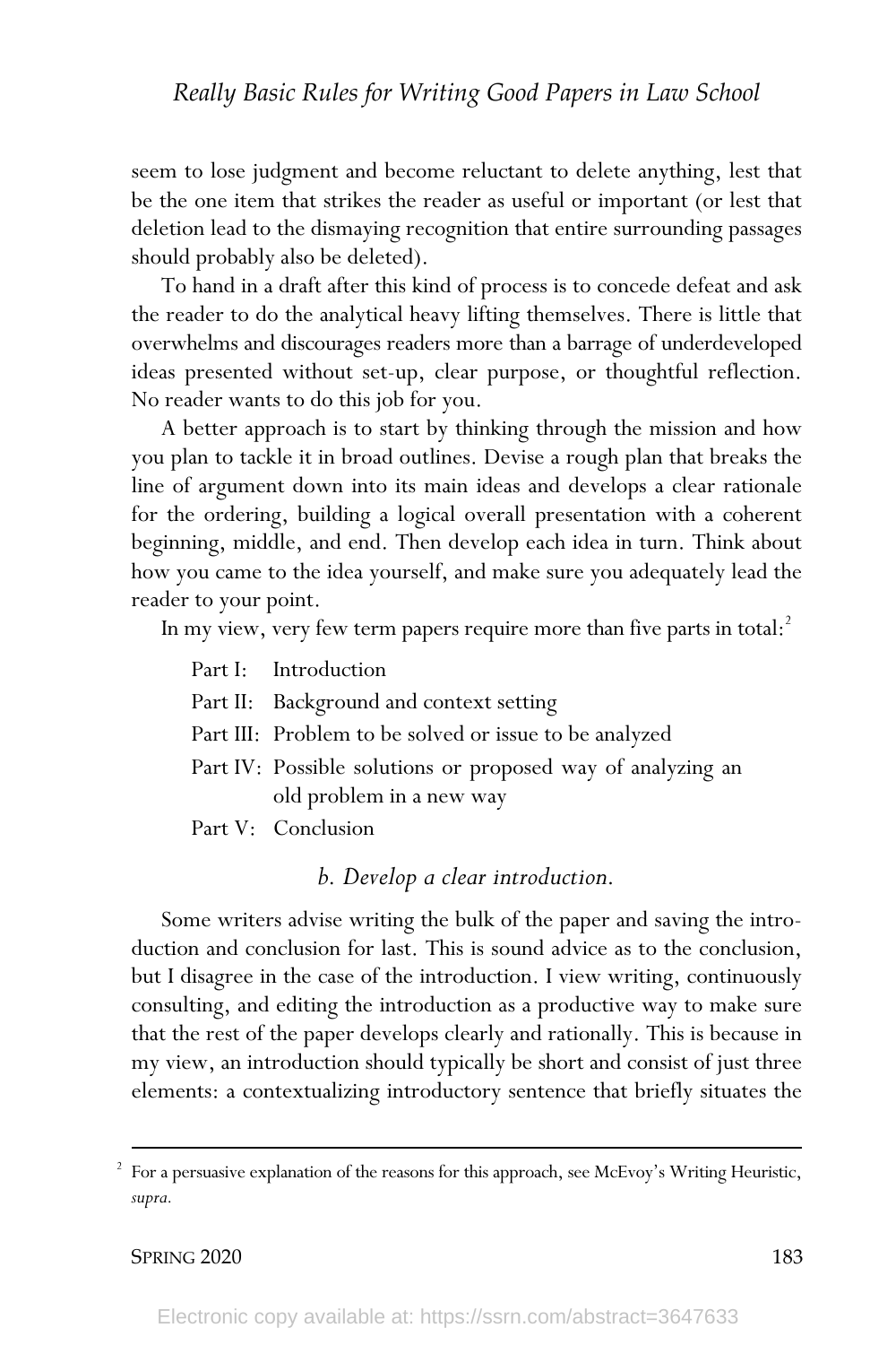seem to lose judgment and become reluctant to delete anything, lest that be the one item that strikes the reader as useful or important (or lest that deletion lead to the dismaying recognition that entire surrounding passages should probably also be deleted).

To hand in a draft after this kind of process is to concede defeat and ask the reader to do the analytical heavy lifting themselves. There is little that overwhelms and discourages readers more than a barrage of underdeveloped ideas presented without set-up, clear purpose, or thoughtful reflection. No reader wants to do this job for you.

A better approach is to start by thinking through the mission and how you plan to tackle it in broad outlines. Devise a rough plan that breaks the line of argument down into its main ideas and develops a clear rationale for the ordering, building a logical overall presentation with a coherent beginning, middle, and end. Then develop each idea in turn. Think about how you came to the idea yourself, and make sure you adequately lead the reader to your point.

In my view, very few term papers require more than five parts in total:[2]

- Part I: Introduction
- Part II: Background and context setting
- Part III: Problem to be solved or issue to be analyzed
- Part IV: Possible solutions or proposed way of analyzing an old problem in a new way
- Part V: Conclusion

### *b. Develop a clear introduction.*

Some writers advise writing the bulk of the paper and saving the introduction and conclusion for last. This is sound advice as to the conclusion, but I disagree in the case of the introduction. I view writing, continuously consulting, and editing the introduction as a productive way to make sure that the rest of the paper develops clearly and rationally. This is because in my view, an introduction should typically be short and consist of just three elements: a contextualizing introductory sentence that briefly situates the

---

[2] For a persuasive explanation of the reasons for this approach, see McEvoy's Writing Heuristic, *supra*.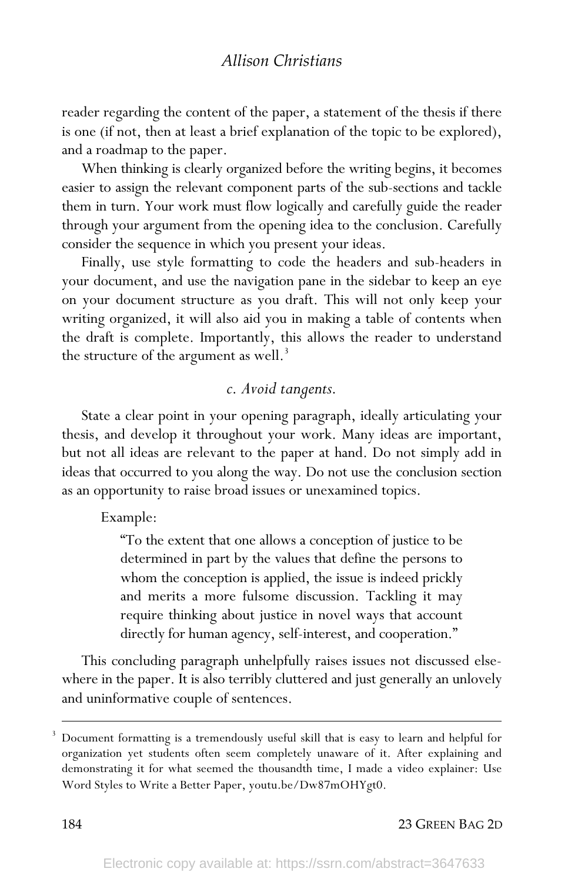reader regarding the content of the paper, a statement of the thesis if there is one (if not, then at least a brief explanation of the topic to be explored), and a roadmap to the paper.

When thinking is clearly organized before the writing begins, it becomes easier to assign the relevant component parts of the sub-sections and tackle them in turn. Your work must flow logically and carefully guide the reader through your argument from the opening idea to the conclusion. Carefully consider the sequence in which you present your ideas.

Finally, use style formatting to code the headers and sub-headers in your document, and use the navigation pane in the sidebar to keep an eye on your document structure as you draft. This will not only keep your writing organized, it will also aid you in making a table of contents when the draft is complete. Importantly, this allows the reader to understand the structure of the argument as well.[3]

### *c. Avoid tangents.*

State a clear point in your opening paragraph, ideally articulating your thesis, and develop it throughout your work. Many ideas are important, but not all ideas are relevant to the paper at hand. Do not simply add in ideas that occurred to you along the way. Do not use the conclusion section as an opportunity to raise broad issues or unexamined topics.

Example:

> "To the extent that one allows a conception of justice to be determined in part by the values that define the persons to whom the conception is applied, the issue is indeed prickly and merits a more fulsome discussion. Tackling it may require thinking about justice in novel ways that account directly for human agency, self-interest, and cooperation."

This concluding paragraph unhelpfully raises issues not discussed elsewhere in the paper. It is also terribly cluttered and just generally an unlovely and uninformative couple of sentences.

---

[3] Document formatting is a tremendously useful skill that is easy to learn and helpful for organization yet students often seem completely unaware of it. After explaining and demonstrating it for what seemed the thousandth time, I made a video explainer: Use Word Styles to Write a Better Paper, youtu.be/Dw87mOHYgt0.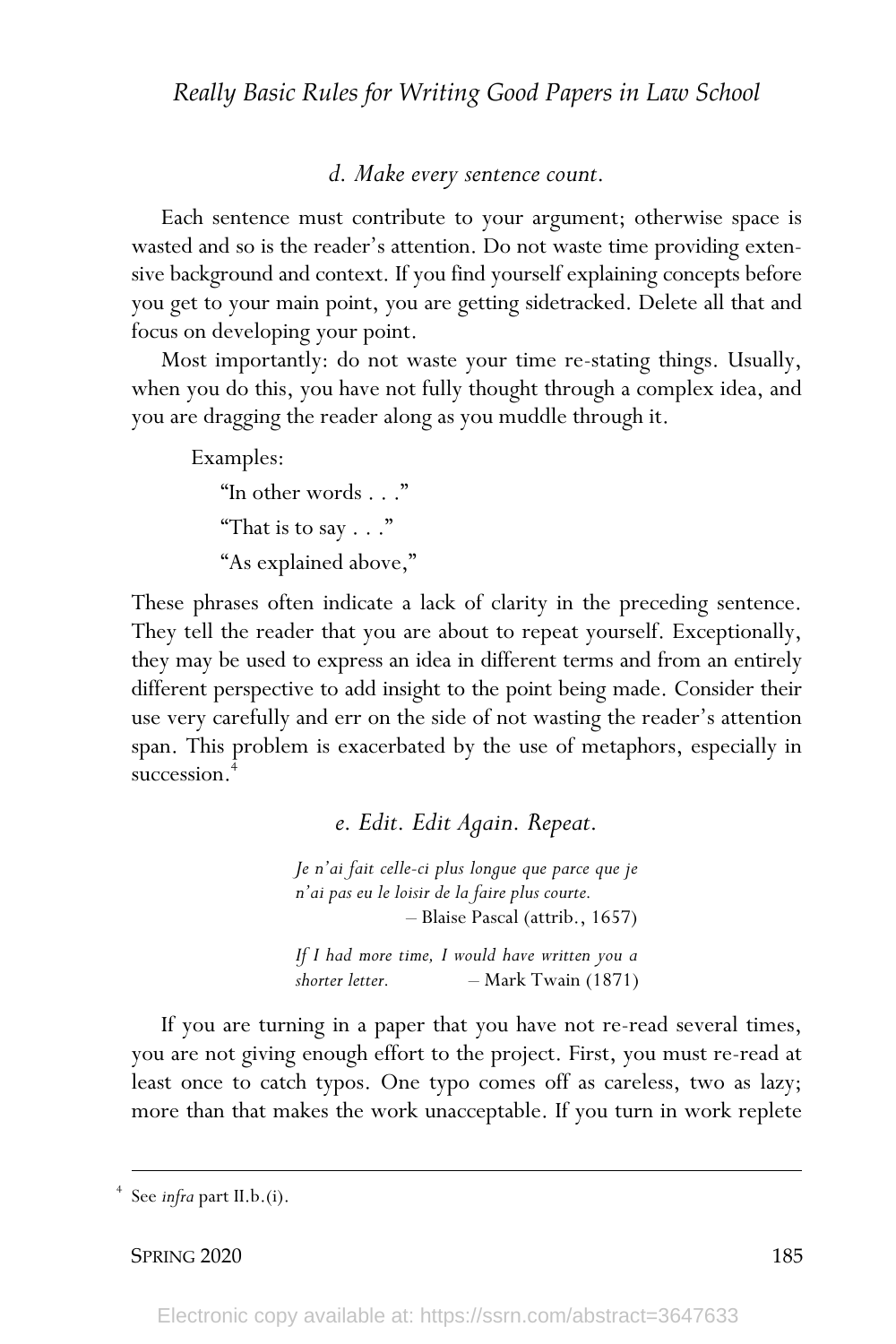### *d. Make every sentence count.*

Each sentence must contribute to your argument; otherwise space is wasted and so is the reader's attention. Do not waste time providing extensive background and context. If you find yourself explaining concepts before you get to your main point, you are getting sidetracked. Delete all that and focus on developing your point.

Most importantly: do not waste your time re-stating things. Usually, when you do this, you have not fully thought through a complex idea, and you are dragging the reader along as you muddle through it.

Examples:

"In other words . . ."

"That is to say . . ."

"As explained above,"

These phrases often indicate a lack of clarity in the preceding sentence. They tell the reader that you are about to repeat yourself. Exceptionally, they may be used to express an idea in different terms and from an entirely different perspective to add insight to the point being made. Consider their use very carefully and err on the side of not wasting the reader's attention span. This problem is exacerbated by the use of metaphors, especially in succession.[4]

### *e. Edit. Edit Again. Repeat.*

> *Je n'ai fait celle-ci plus longue que parce que je n'ai pas eu le loisir de la faire plus courte.*
> – Blaise Pascal (attrib., 1657)
>
> *If I had more time, I would have written you a shorter letter.* – Mark Twain (1871)

If you are turning in a paper that you have not re-read several times, you are not giving enough effort to the project. First, you must re-read at least once to catch typos. One typo comes off as careless, two as lazy; more than that makes the work unacceptable. If you turn in work replete

---

[4] See *infra* part II.b.(i).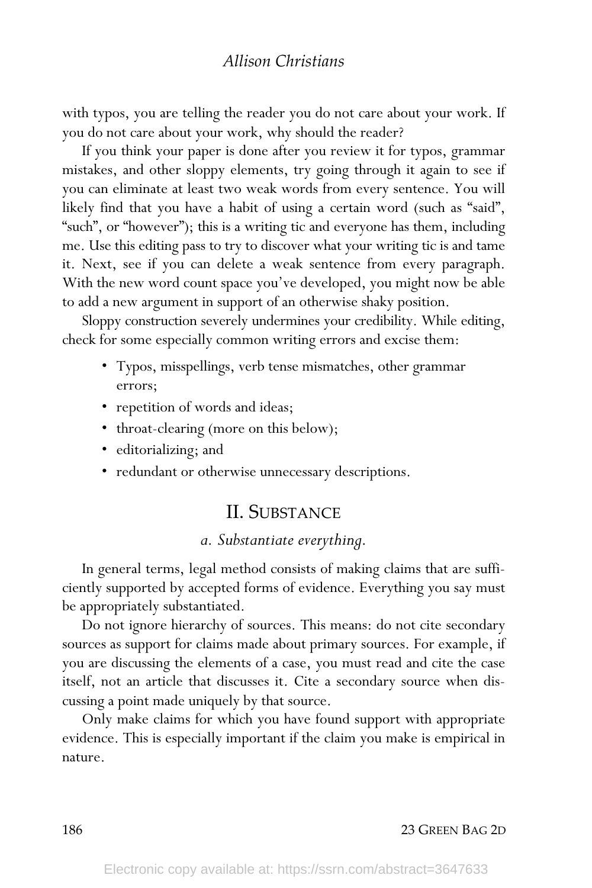with typos, you are telling the reader you do not care about your work. If you do not care about your work, why should the reader?

If you think your paper is done after you review it for typos, grammar mistakes, and other sloppy elements, try going through it again to see if you can eliminate at least two weak words from every sentence. You will likely find that you have a habit of using a certain word (such as "said", "such", or "however"); this is a writing tic and everyone has them, including me. Use this editing pass to try to discover what your writing tic is and tame it. Next, see if you can delete a weak sentence from every paragraph. With the new word count space you've developed, you might now be able to add a new argument in support of an otherwise shaky position.

Sloppy construction severely undermines your credibility. While editing, check for some especially common writing errors and excise them:

- Typos, misspellings, verb tense mismatches, other grammar errors;
- repetition of words and ideas;
- throat-clearing (more on this below);
- editorializing; and
- redundant or otherwise unnecessary descriptions.

## II. Substance

### *a. Substantiate everything.*

In general terms, legal method consists of making claims that are sufficiently supported by accepted forms of evidence. Everything you say must be appropriately substantiated.

Do not ignore hierarchy of sources. This means: do not cite secondary sources as support for claims made about primary sources. For example, if you are discussing the elements of a case, you must read and cite the case itself, not an article that discusses it. Cite a secondary source when discussing a point made uniquely by that source.

Only make claims for which you have found support with appropriate evidence. This is especially important if the claim you make is empirical in nature.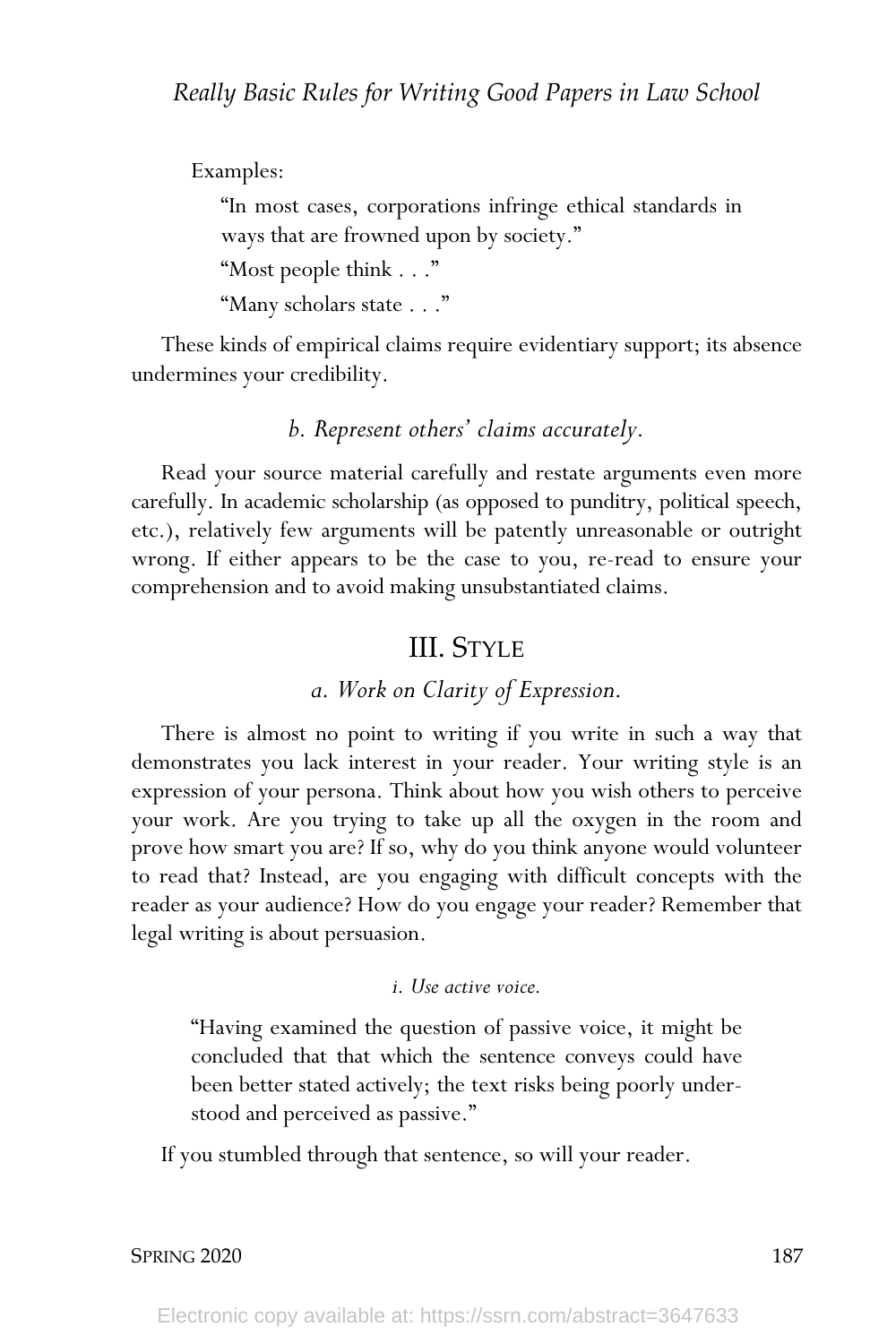Examples:

> "In most cases, corporations infringe ethical standards in ways that are frowned upon by society."
>
> "Most people think . . ."
>
> "Many scholars state . . ."

These kinds of empirical claims require evidentiary support; its absence undermines your credibility.

#### *b. Represent others' claims accurately.*

Read your source material carefully and restate arguments even more carefully. In academic scholarship (as opposed to punditry, political speech, etc.), relatively few arguments will be patently unreasonable or outright wrong. If either appears to be the case to you, re-read to ensure your comprehension and to avoid making unsubstantiated claims.

## III. Style

#### *a. Work on Clarity of Expression.*

There is almost no point to writing if you write in such a way that demonstrates you lack interest in your reader. Your writing style is an expression of your persona. Think about how you wish others to perceive your work. Are you trying to take up all the oxygen in the room and prove how smart you are? If so, why do you think anyone would volunteer to read that? Instead, are you engaging with difficult concepts with the reader as your audience? How do you engage your reader? Remember that legal writing is about persuasion.

##### *i. Use active voice.*

> "Having examined the question of passive voice, it might be concluded that that which the sentence conveys could have been better stated actively; the text risks being poorly understood and perceived as passive."

If you stumbled through that sentence, so will your reader.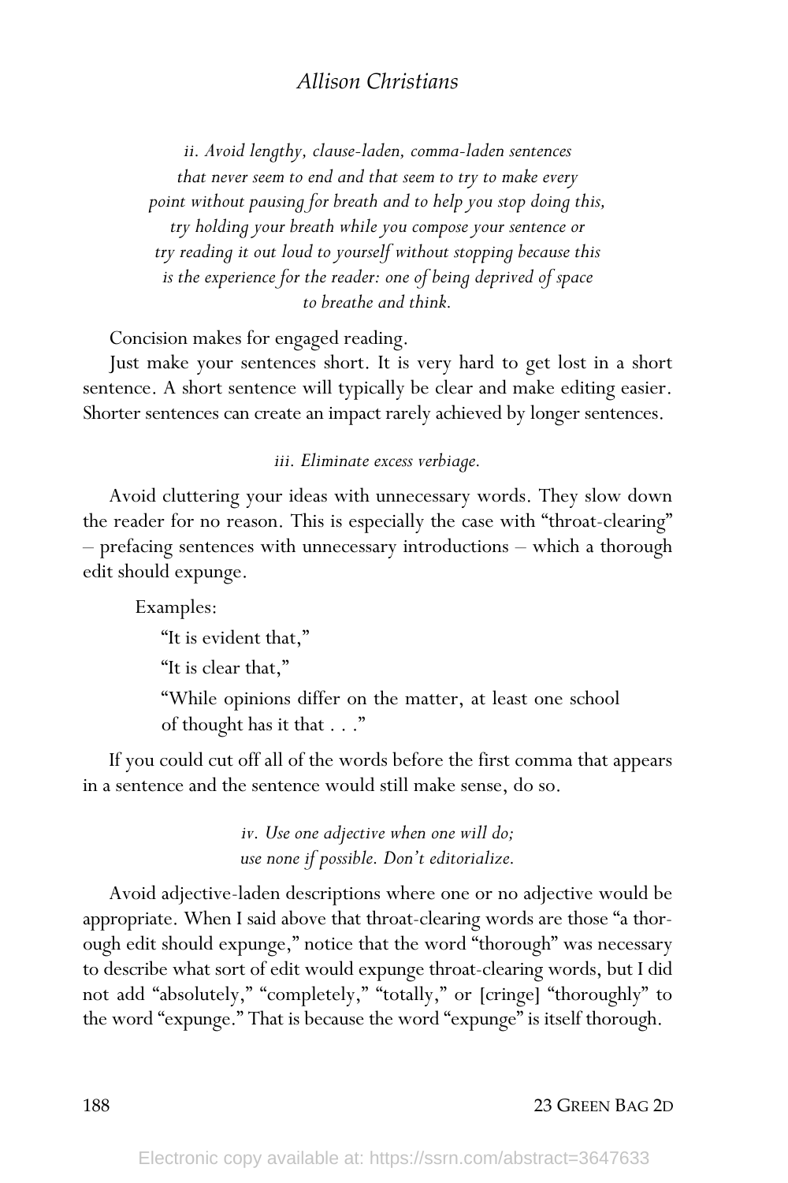*ii. Avoid lengthy, clause-laden, comma-laden sentences that never seem to end and that seem to try to make every point without pausing for breath and to help you stop doing this, try holding your breath while you compose your sentence or try reading it out loud to yourself without stopping because this is the experience for the reader: one of being deprived of space to breathe and think.*

Concision makes for engaged reading.

Just make your sentences short. It is very hard to get lost in a short sentence. A short sentence will typically be clear and make editing easier. Shorter sentences can create an impact rarely achieved by longer sentences.

*iii. Eliminate excess verbiage.*

Avoid cluttering your ideas with unnecessary words. They slow down the reader for no reason. This is especially the case with "throat-clearing" – prefacing sentences with unnecessary introductions – which a thorough edit should expunge.

Examples:

> "It is evident that,"
>
> "It is clear that,"
>
> "While opinions differ on the matter, at least one school of thought has it that . . ."

If you could cut off all of the words before the first comma that appears in a sentence and the sentence would still make sense, do so.

*iv. Use one adjective when one will do; use none if possible. Don't editorialize.*

Avoid adjective-laden descriptions where one or no adjective would be appropriate. When I said above that throat-clearing words are those "a thorough edit should expunge," notice that the word "thorough" was necessary to describe what sort of edit would expunge throat-clearing words, but I did not add "absolutely," "completely," "totally," or [cringe] "thoroughly" to the word "expunge." That is because the word "expunge" is itself thorough.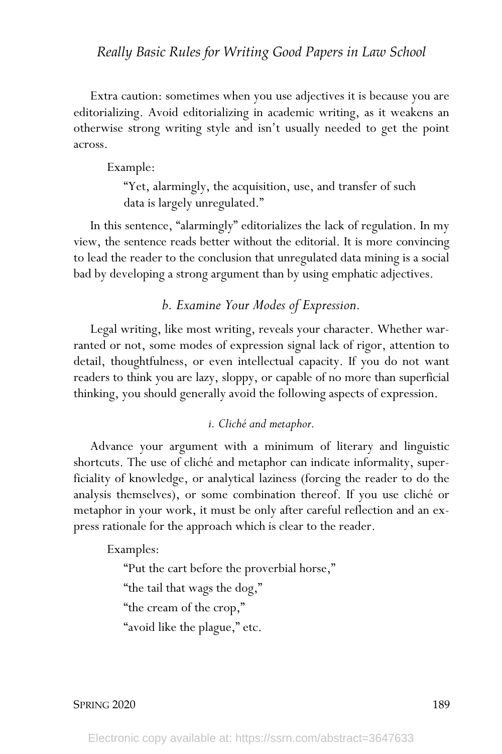Extra caution: sometimes when you use adjectives it is because you are editorializing. Avoid editorializing in academic writing, as it weakens an otherwise strong writing style and isn't usually needed to get the point across.

Example:

> "Yet, alarmingly, the acquisition, use, and transfer of such data is largely unregulated."

In this sentence, "alarmingly" editorializes the lack of regulation. In my view, the sentence reads better without the editorial. It is more convincing to lead the reader to the conclusion that unregulated data mining is a social bad by developing a strong argument than by using emphatic adjectives.

### *b. Examine Your Modes of Expression.*

Legal writing, like most writing, reveals your character. Whether warranted or not, some modes of expression signal lack of rigor, attention to detail, thoughtfulness, or even intellectual capacity. If you do not want readers to think you are lazy, sloppy, or capable of no more than superficial thinking, you should generally avoid the following aspects of expression.

#### *i. Cliché and metaphor.*

Advance your argument with a minimum of literary and linguistic shortcuts. The use of cliché and metaphor can indicate informality, superficiality of knowledge, or analytical laziness (forcing the reader to do the analysis themselves), or some combination thereof. If you use cliché or metaphor in your work, it must be only after careful reflection and an express rationale for the approach which is clear to the reader.

Examples:

> "Put the cart before the proverbial horse,"
>
> "the tail that wags the dog,"
>
> "the cream of the crop,"
>
> "avoid like the plague," etc.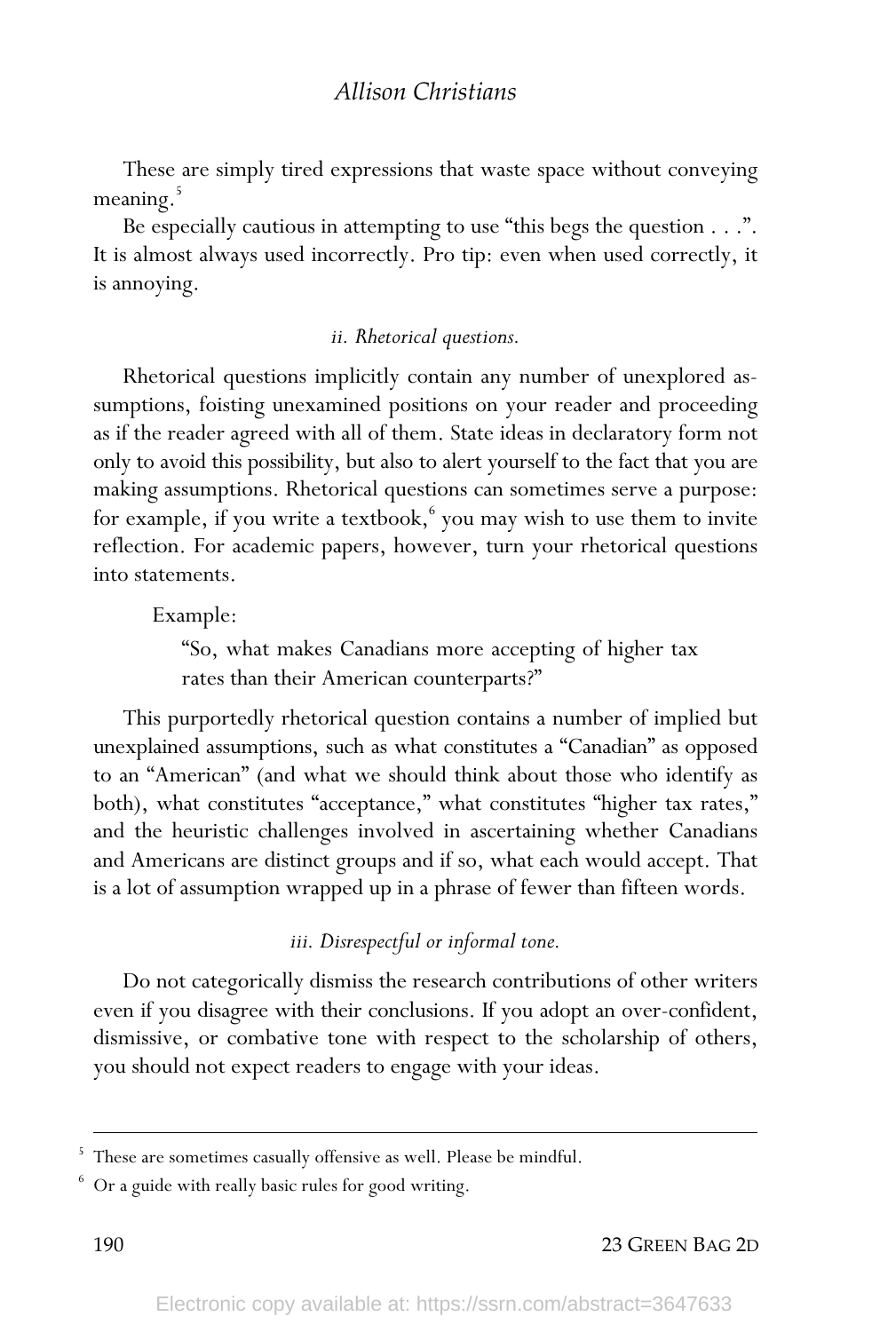These are simply tired expressions that waste space without conveying meaning.[5]

Be especially cautious in attempting to use "this begs the question . . .". It is almost always used incorrectly. Pro tip: even when used correctly, it is annoying.

#### *ii. Rhetorical questions.*

Rhetorical questions implicitly contain any number of unexplored assumptions, foisting unexamined positions on your reader and proceeding as if the reader agreed with all of them. State ideas in declaratory form not only to avoid this possibility, but also to alert yourself to the fact that you are making assumptions. Rhetorical questions can sometimes serve a purpose: for example, if you write a textbook,[6] you may wish to use them to invite reflection. For academic papers, however, turn your rhetorical questions into statements.

Example:

> "So, what makes Canadians more accepting of higher tax rates than their American counterparts?"

This purportedly rhetorical question contains a number of implied but unexplained assumptions, such as what constitutes a "Canadian" as opposed to an "American" (and what we should think about those who identify as both), what constitutes "acceptance," what constitutes "higher tax rates," and the heuristic challenges involved in ascertaining whether Canadians and Americans are distinct groups and if so, what each would accept. That is a lot of assumption wrapped up in a phrase of fewer than fifteen words.

#### *iii. Disrespectful or informal tone.*

Do not categorically dismiss the research contributions of other writers even if you disagree with their conclusions. If you adopt an over-confident, dismissive, or combative tone with respect to the scholarship of others, you should not expect readers to engage with your ideas.

---

[5] These are sometimes casually offensive as well. Please be mindful.

[6] Or a guide with really basic rules for good writing.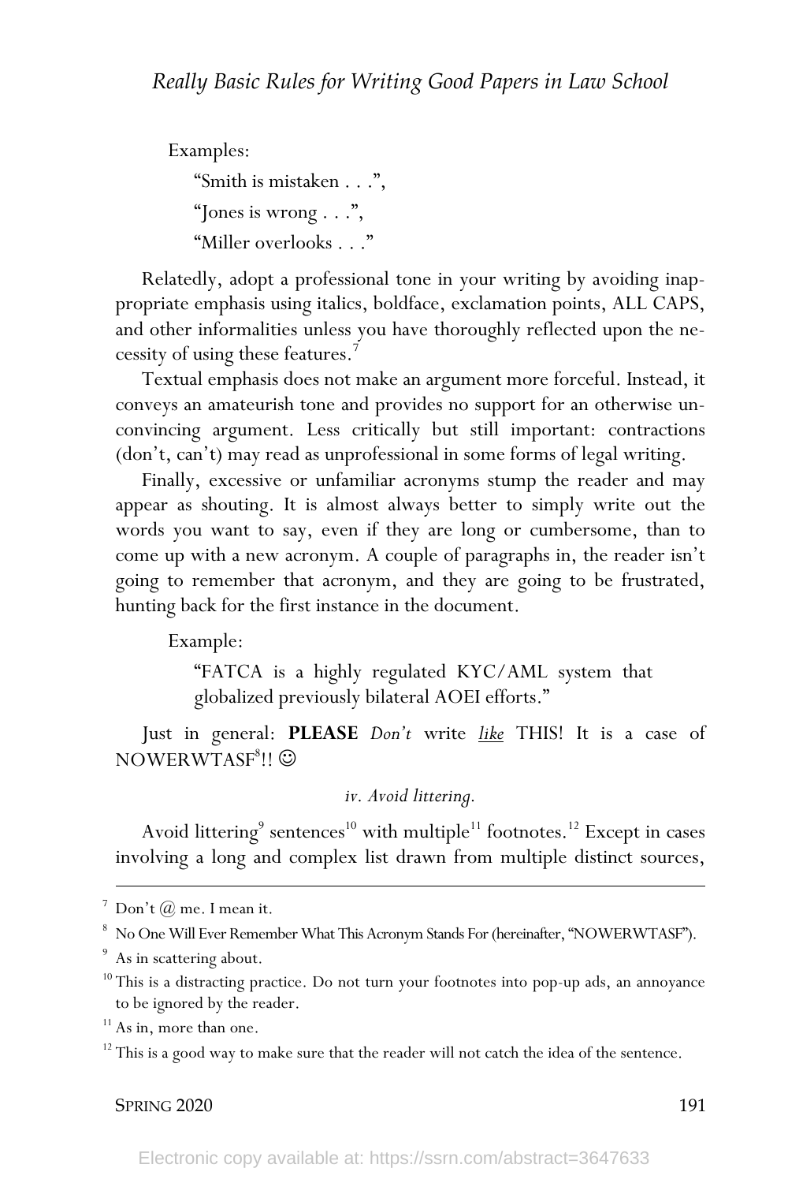Examples:

> "Smith is mistaken . . .",
>
> "Jones is wrong . . .",
>
> "Miller overlooks . . ."

Relatedly, adopt a professional tone in your writing by avoiding inappropriate emphasis using italics, boldface, exclamation points, ALL CAPS, and other informalities unless you have thoroughly reflected upon the necessity of using these features.[7]

Textual emphasis does not make an argument more forceful. Instead, it conveys an amateurish tone and provides no support for an otherwise unconvincing argument. Less critically but still important: contractions (don't, can't) may read as unprofessional in some forms of legal writing.

Finally, excessive or unfamiliar acronyms stump the reader and may appear as shouting. It is almost always better to simply write out the words you want to say, even if they are long or cumbersome, than to come up with a new acronym. A couple of paragraphs in, the reader isn't going to remember that acronym, and they are going to be frustrated, hunting back for the first instance in the document.

Example:

> "FATCA is a highly regulated KYC/AML system that globalized previously bilateral AOEI efforts."

Just in general: **PLEASE** *Don't* write <u>*like*</u> THIS! It is a case of NOWERWTASF[8]!! ☺

*iv. Avoid littering.*

Avoid littering[9] sentences[10] with multiple[11] footnotes.[12] Except in cases involving a long and complex list drawn from multiple distinct sources,

---

[7] Don't @ me. I mean it.

[8] No One Will Ever Remember What This Acronym Stands For (hereinafter, "NOWERWTASF").

[9] As in scattering about.

[10] This is a distracting practice. Do not turn your footnotes into pop-up ads, an annoyance to be ignored by the reader.

[11] As in, more than one.

[12] This is a good way to make sure that the reader will not catch the idea of the sentence.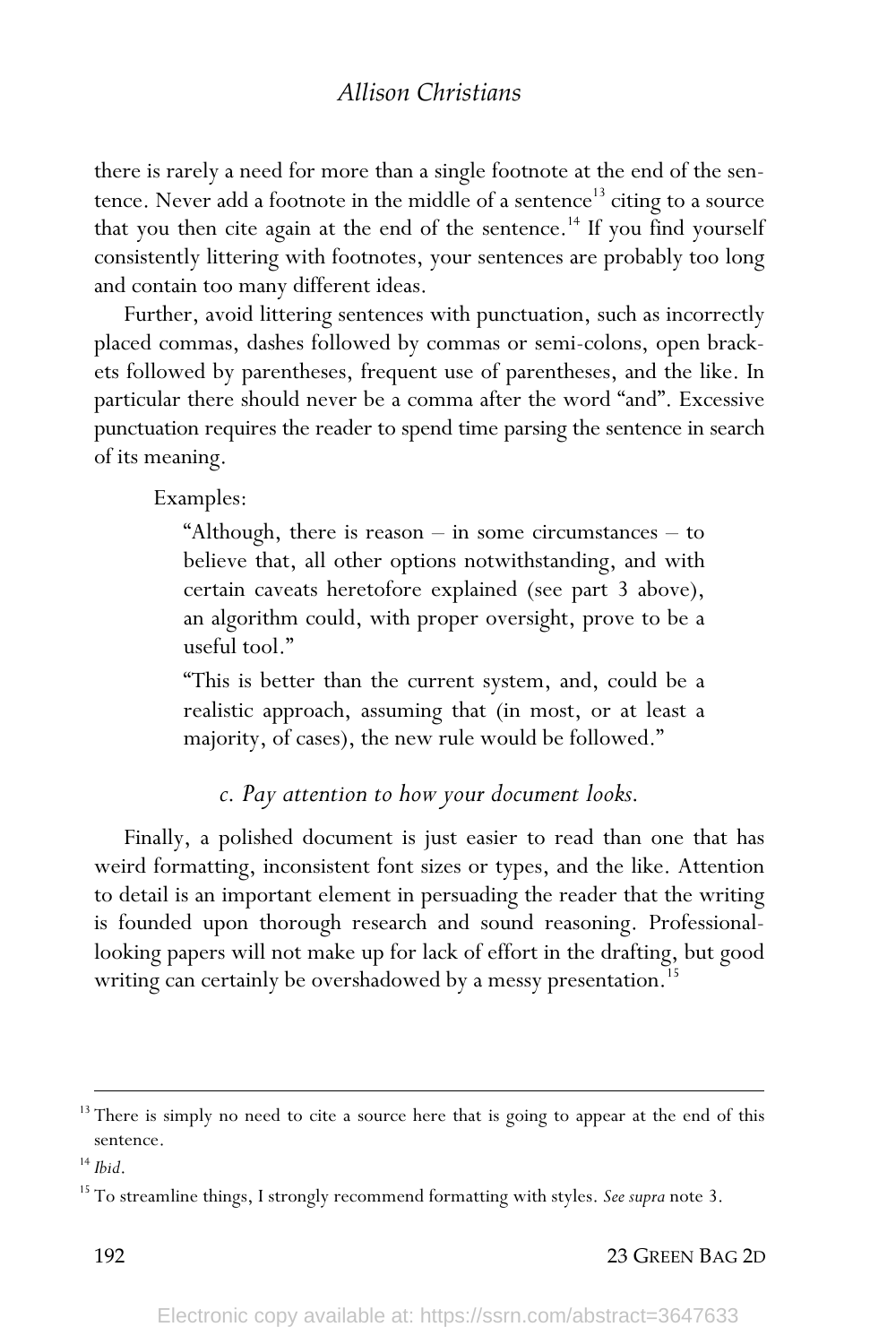there is rarely a need for more than a single footnote at the end of the sentence. Never add a footnote in the middle of a sentence[13] citing to a source that you then cite again at the end of the sentence.[14] If you find yourself consistently littering with footnotes, your sentences are probably too long and contain too many different ideas.

Further, avoid littering sentences with punctuation, such as incorrectly placed commas, dashes followed by commas or semi-colons, open brackets followed by parentheses, frequent use of parentheses, and the like. In particular there should never be a comma after the word "and". Excessive punctuation requires the reader to spend time parsing the sentence in search of its meaning.

Examples:

> "Although, there is reason – in some circumstances – to believe that, all other options notwithstanding, and with certain caveats heretofore explained (see part 3 above), an algorithm could, with proper oversight, prove to be a useful tool."
>
> "This is better than the current system, and, could be a realistic approach, assuming that (in most, or at least a majority, of cases), the new rule would be followed."

### *c. Pay attention to how your document looks.*

Finally, a polished document is just easier to read than one that has weird formatting, inconsistent font sizes or types, and the like. Attention to detail is an important element in persuading the reader that the writing is founded upon thorough research and sound reasoning. Professional-looking papers will not make up for lack of effort in the drafting, but good writing can certainly be overshadowed by a messy presentation.[15]

---

[13] There is simply no need to cite a source here that is going to appear at the end of this sentence.

[14] *Ibid*.

[15] To streamline things, I strongly recommend formatting with styles. *See supra* note 3.

Electronic copy available at: https://ssrn.com/abstract=3647633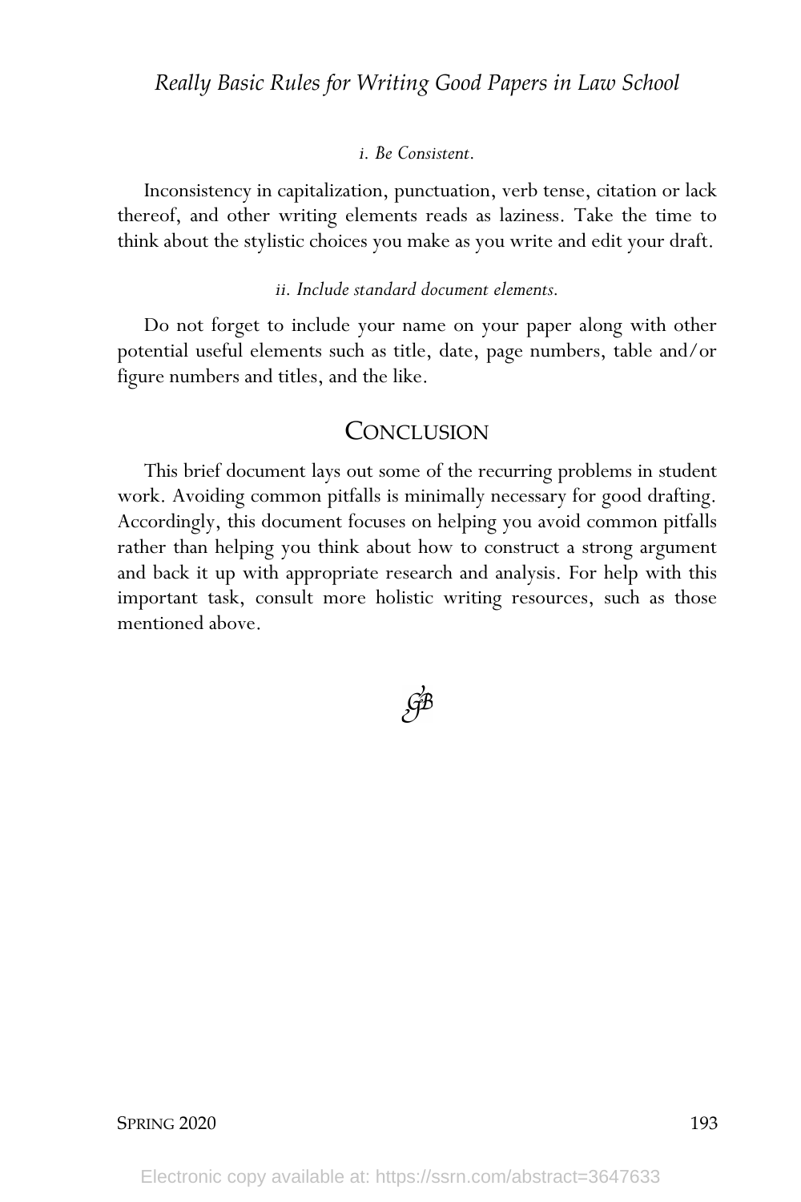*i. Be Consistent.*

Inconsistency in capitalization, punctuation, verb tense, citation or lack thereof, and other writing elements reads as laziness. Take the time to think about the stylistic choices you make as you write and edit your draft.

*ii. Include standard document elements.*

Do not forget to include your name on your paper along with other potential useful elements such as title, date, page numbers, table and/or figure numbers and titles, and the like.

## CONCLUSION

This brief document lays out some of the recurring problems in student work. Avoiding common pitfalls is minimally necessary for good drafting. Accordingly, this document focuses on helping you avoid common pitfalls rather than helping you think about how to construct a strong argument and back it up with appropriate research and analysis. For help with this important task, consult more holistic writing resources, such as those mentioned above.

GB